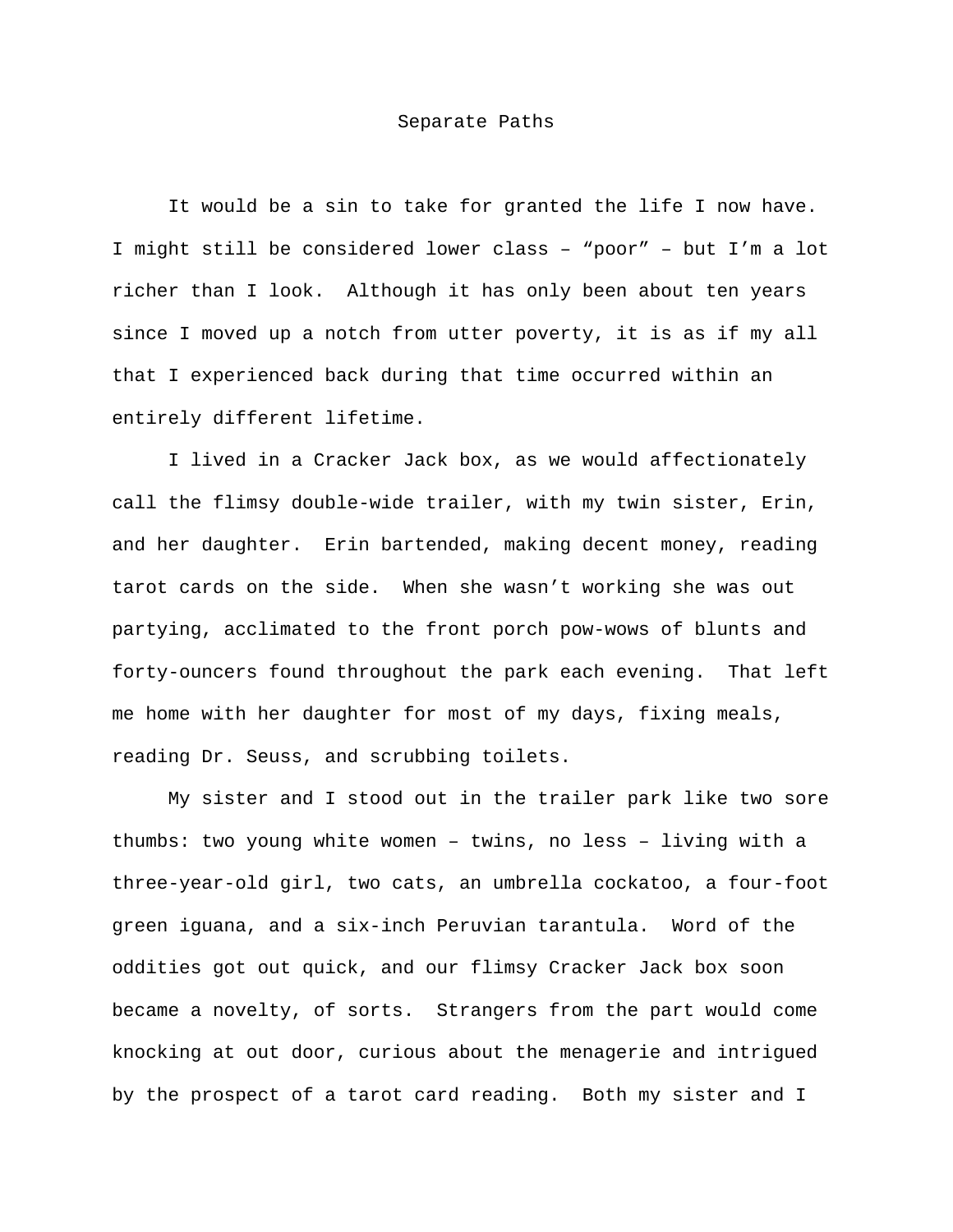# Separate Paths

It would be a sin to take for granted the life I now have. I might still be considered lower class – "poor" – but I'm a lot richer than I look. Although it has only been about ten years since I moved up a notch from utter poverty, it is as if my all that I experienced back during that time occurred within an entirely different lifetime.

I lived in a Cracker Jack box, as we would affectionately call the flimsy double-wide trailer, with my twin sister, Erin, and her daughter. Erin bartended, making decent money, reading tarot cards on the side. When she wasn't working she was out partying, acclimated to the front porch pow-wows of blunts and forty-ouncers found throughout the park each evening. That left me home with her daughter for most of my days, fixing meals, reading Dr. Seuss, and scrubbing toilets.

My sister and I stood out in the trailer park like two sore thumbs: two young white women – twins, no less – living with a three-year-old girl, two cats, an umbrella cockatoo, a four-foot green iguana, and a six-inch Peruvian tarantula. Word of the oddities got out quick, and our flimsy Cracker Jack box soon became a novelty, of sorts. Strangers from the part would come knocking at out door, curious about the menagerie and intrigued by the prospect of a tarot card reading. Both my sister and I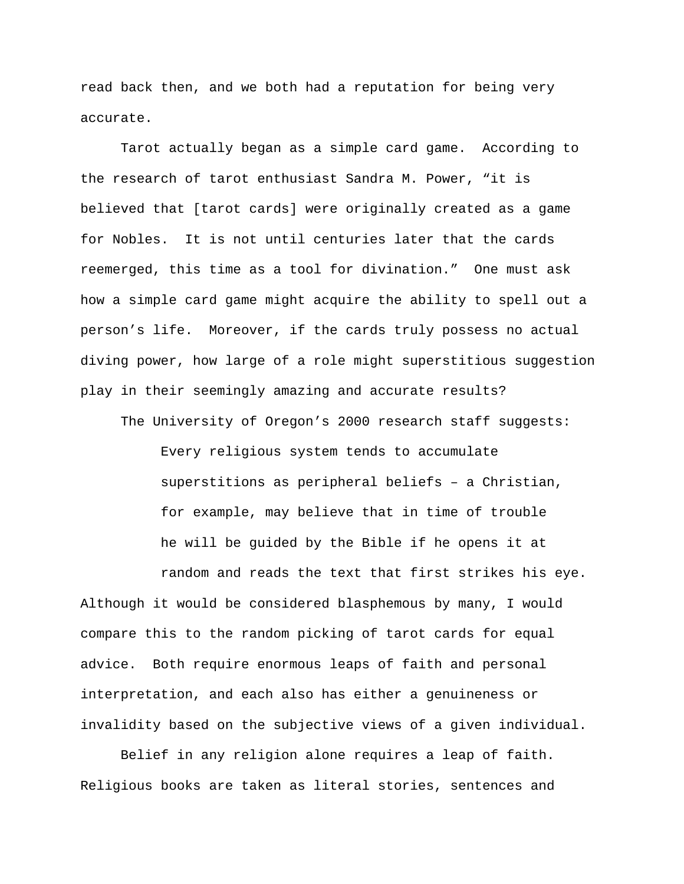read back then, and we both had a reputation for being very accurate.

Tarot actually began as a simple card game. According to the research of tarot enthusiast Sandra M. Power, "it is believed that [tarot cards] were originally created as a game for Nobles. It is not until centuries later that the cards reemerged, this time as a tool for divination." One must ask how a simple card game might acquire the ability to spell out a person's life. Moreover, if the cards truly possess no actual diving power, how large of a role might superstitious suggestion play in their seemingly amazing and accurate results?

The University of Oregon's 2000 research staff suggests:

> Every religious system tends to accumulate superstitions as peripheral beliefs – a Christian, for example, may believe that in time of trouble he will be guided by the Bible if he opens it at random and reads the text that first strikes his eye.

Although it would be considered blasphemous by many, I would compare this to the random picking of tarot cards for equal advice. Both require enormous leaps of faith and personal interpretation, and each also has either a genuineness or invalidity based on the subjective views of a given individual.

Belief in any religion alone requires a leap of faith. Religious books are taken as literal stories, sentences and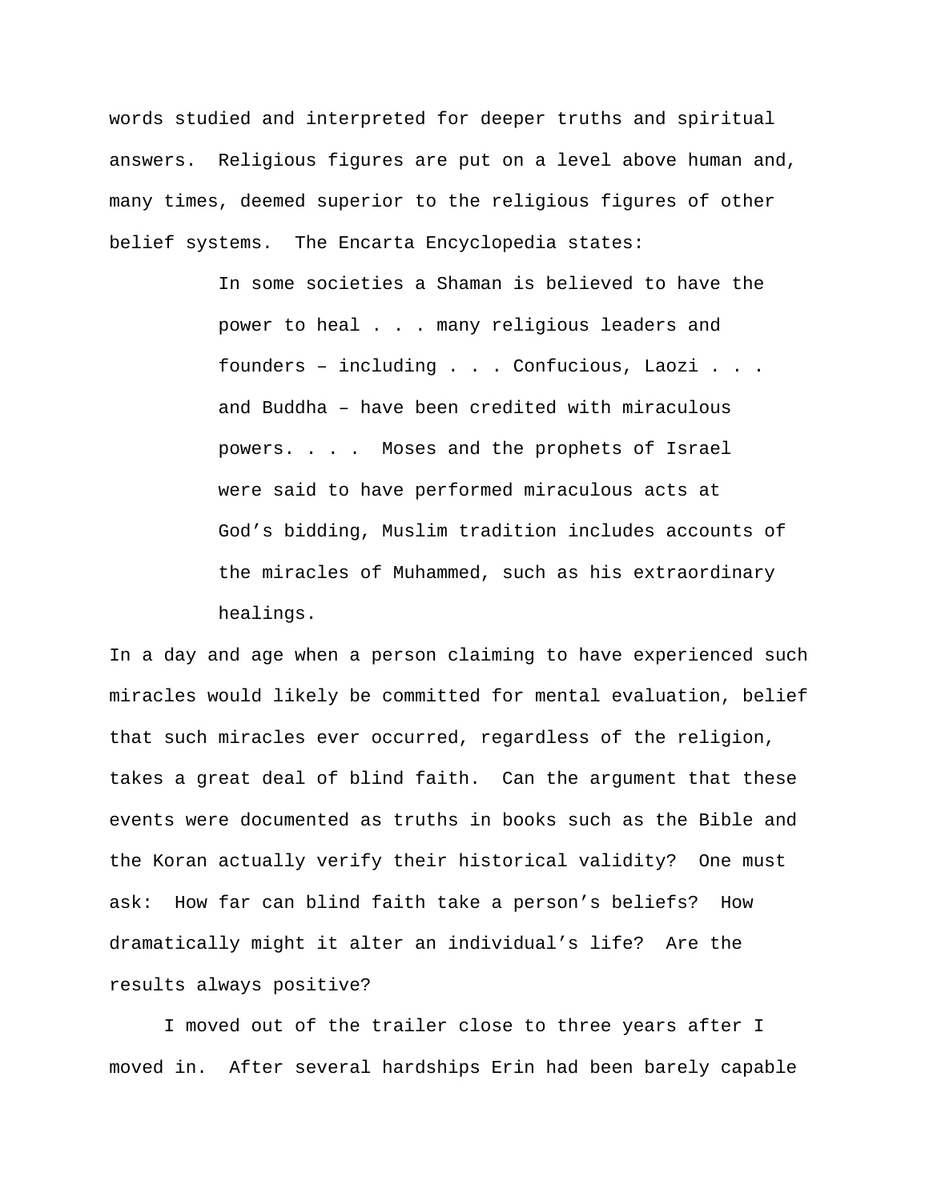words studied and interpreted for deeper truths and spiritual answers. Religious figures are put on a level above human and, many times, deemed superior to the religious figures of other belief systems. The Encarta Encyclopedia states:

> In some societies a Shaman is believed to have the power to heal . . . many religious leaders and founders – including . . . Confucious, Laozi . . . and Buddha – have been credited with miraculous powers. . . . Moses and the prophets of Israel were said to have performed miraculous acts at God's bidding, Muslim tradition includes accounts of the miracles of Muhammed, such as his extraordinary healings.

In a day and age when a person claiming to have experienced such miracles would likely be committed for mental evaluation, belief that such miracles ever occurred, regardless of the religion, takes a great deal of blind faith. Can the argument that these events were documented as truths in books such as the Bible and the Koran actually verify their historical validity? One must ask: How far can blind faith take a person's beliefs? How dramatically might it alter an individual's life? Are the results always positive?

I moved out of the trailer close to three years after I moved in. After several hardships Erin had been barely capable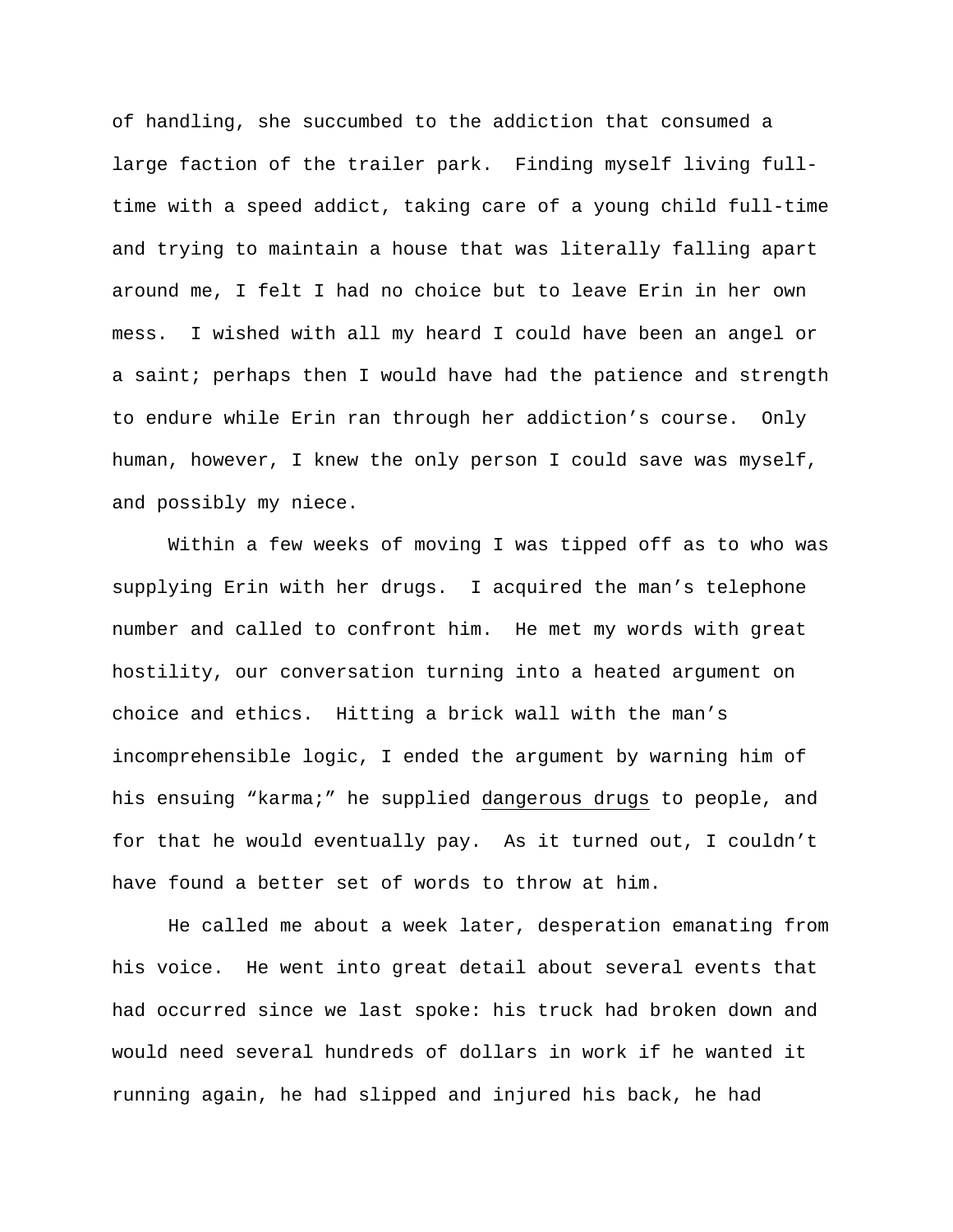of handling, she succumbed to the addiction that consumed a large faction of the trailer park. Finding myself living full-time with a speed addict, taking care of a young child full-time and trying to maintain a house that was literally falling apart around me, I felt I had no choice but to leave Erin in her own mess. I wished with all my heard I could have been an angel or a saint; perhaps then I would have had the patience and strength to endure while Erin ran through her addiction's course. Only human, however, I knew the only person I could save was myself, and possibly my niece.

Within a few weeks of moving I was tipped off as to who was supplying Erin with her drugs. I acquired the man's telephone number and called to confront him. He met my words with great hostility, our conversation turning into a heated argument on choice and ethics. Hitting a brick wall with the man's incomprehensible logic, I ended the argument by warning him of his ensuing "karma;" he supplied dangerous drugs to people, and for that he would eventually pay. As it turned out, I couldn't have found a better set of words to throw at him.

He called me about a week later, desperation emanating from his voice. He went into great detail about several events that had occurred since we last spoke: his truck had broken down and would need several hundreds of dollars in work if he wanted it running again, he had slipped and injured his back, he had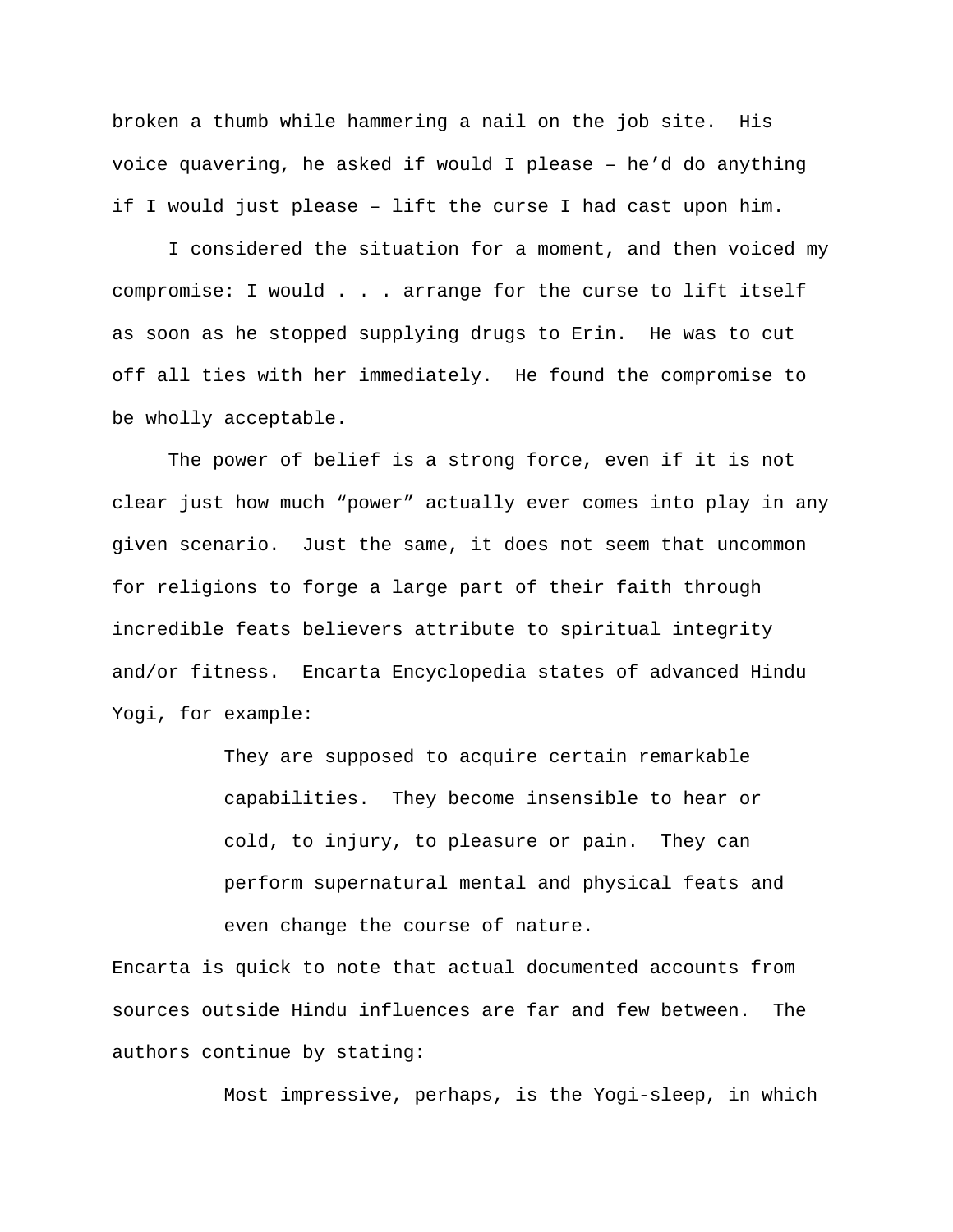broken a thumb while hammering a nail on the job site. His voice quavering, he asked if would I please – he'd do anything if I would just please – lift the curse I had cast upon him.

I considered the situation for a moment, and then voiced my compromise: I would . . . arrange for the curse to lift itself as soon as he stopped supplying drugs to Erin. He was to cut off all ties with her immediately. He found the compromise to be wholly acceptable.

The power of belief is a strong force, even if it is not clear just how much "power" actually ever comes into play in any given scenario. Just the same, it does not seem that uncommon for religions to forge a large part of their faith through incredible feats believers attribute to spiritual integrity and/or fitness. Encarta Encyclopedia states of advanced Hindu Yogi, for example:

> They are supposed to acquire certain remarkable capabilities. They become insensible to hear or cold, to injury, to pleasure or pain. They can perform supernatural mental and physical feats and even change the course of nature.

Encarta is quick to note that actual documented accounts from sources outside Hindu influences are far and few between. The authors continue by stating:

> Most impressive, perhaps, is the Yogi-sleep, in which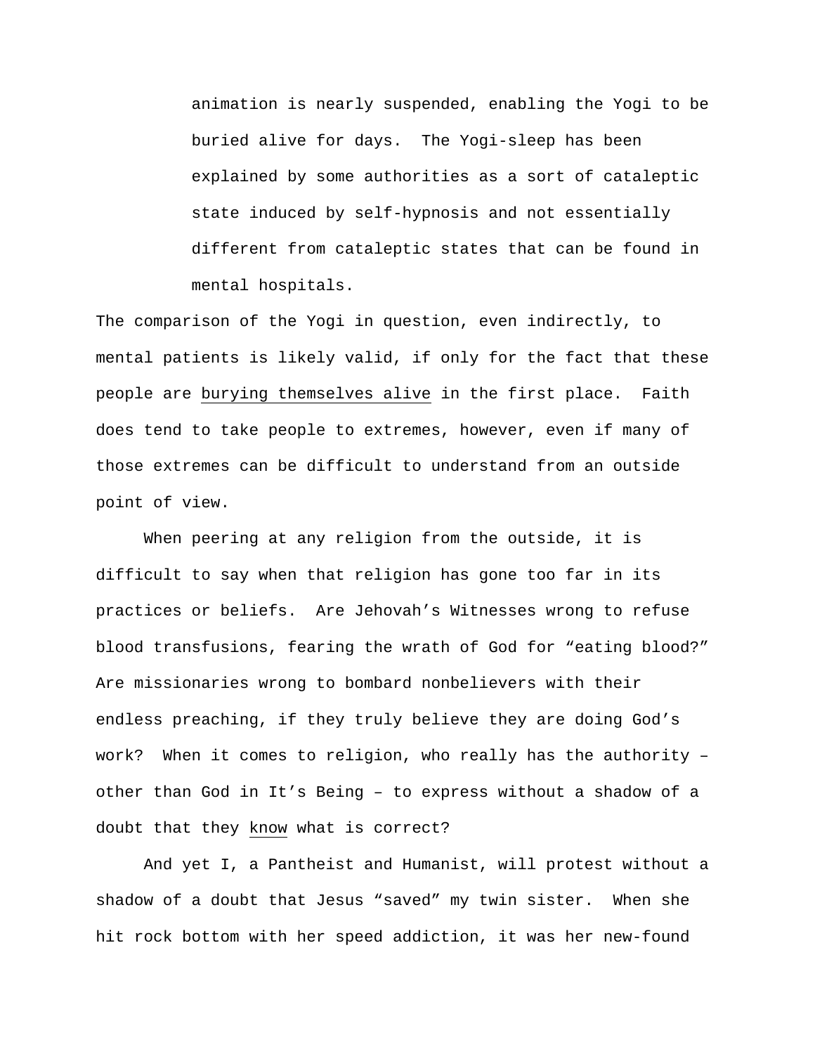> animation is nearly suspended, enabling the Yogi to be buried alive for days. The Yogi-sleep has been explained by some authorities as a sort of cataleptic state induced by self-hypnosis and not essentially different from cataleptic states that can be found in mental hospitals.

The comparison of the Yogi in question, even indirectly, to mental patients is likely valid, if only for the fact that these people are <u>burying themselves alive</u> in the first place. Faith does tend to take people to extremes, however, even if many of those extremes can be difficult to understand from an outside point of view.

When peering at any religion from the outside, it is difficult to say when that religion has gone too far in its practices or beliefs. Are Jehovah's Witnesses wrong to refuse blood transfusions, fearing the wrath of God for "eating blood?" Are missionaries wrong to bombard nonbelievers with their endless preaching, if they truly believe they are doing God's work? When it comes to religion, who really has the authority – other than God in It's Being – to express without a shadow of a doubt that they <u>know</u> what is correct?

And yet I, a Pantheist and Humanist, will protest without a shadow of a doubt that Jesus "saved" my twin sister. When she hit rock bottom with her speed addiction, it was her new-found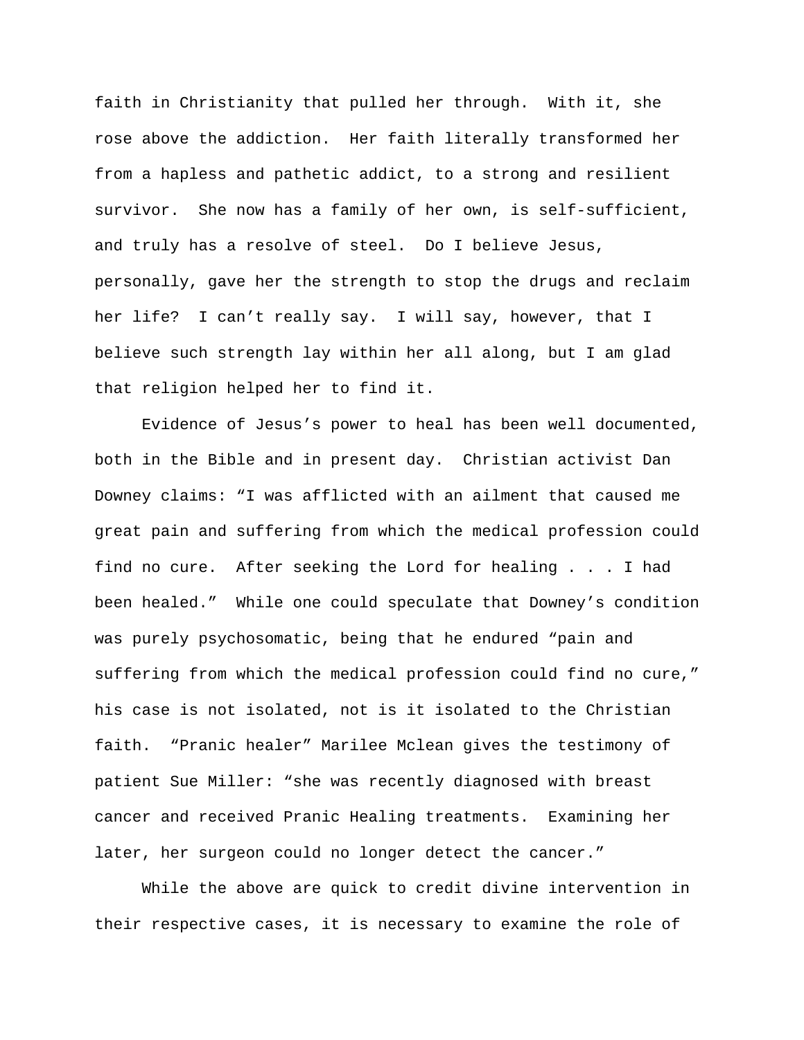faith in Christianity that pulled her through. With it, she rose above the addiction. Her faith literally transformed her from a hapless and pathetic addict, to a strong and resilient survivor. She now has a family of her own, is self-sufficient, and truly has a resolve of steel. Do I believe Jesus, personally, gave her the strength to stop the drugs and reclaim her life? I can't really say. I will say, however, that I believe such strength lay within her all along, but I am glad that religion helped her to find it.

Evidence of Jesus's power to heal has been well documented, both in the Bible and in present day. Christian activist Dan Downey claims: "I was afflicted with an ailment that caused me great pain and suffering from which the medical profession could find no cure. After seeking the Lord for healing . . . I had been healed." While one could speculate that Downey's condition was purely psychosomatic, being that he endured "pain and suffering from which the medical profession could find no cure," his case is not isolated, not is it isolated to the Christian faith. "Pranic healer" Marilee Mclean gives the testimony of patient Sue Miller: "she was recently diagnosed with breast cancer and received Pranic Healing treatments. Examining her later, her surgeon could no longer detect the cancer."

While the above are quick to credit divine intervention in their respective cases, it is necessary to examine the role of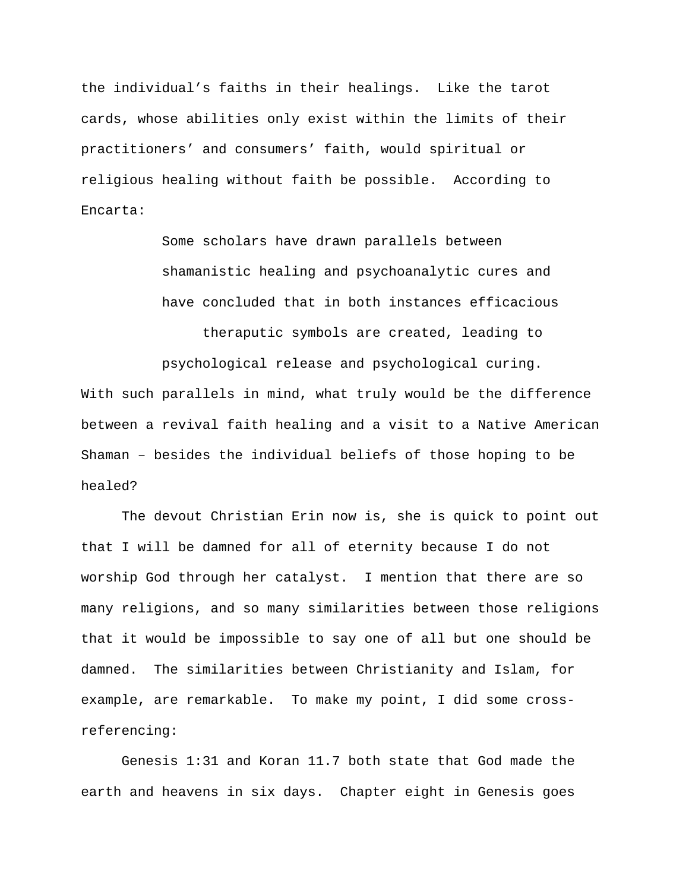the individual's faiths in their healings. Like the tarot cards, whose abilities only exist within the limits of their practitioners' and consumers' faith, would spiritual or religious healing without faith be possible. According to Encarta:

> Some scholars have drawn parallels between shamanistic healing and psychoanalytic cures and have concluded that in both instances efficacious theraputic symbols are created, leading to psychological release and psychological curing.

With such parallels in mind, what truly would be the difference between a revival faith healing and a visit to a Native American Shaman – besides the individual beliefs of those hoping to be healed?

The devout Christian Erin now is, she is quick to point out that I will be damned for all of eternity because I do not worship God through her catalyst. I mention that there are so many religions, and so many similarities between those religions that it would be impossible to say one of all but one should be damned. The similarities between Christianity and Islam, for example, are remarkable. To make my point, I did some cross-referencing:

Genesis 1:31 and Koran 11.7 both state that God made the earth and heavens in six days. Chapter eight in Genesis goes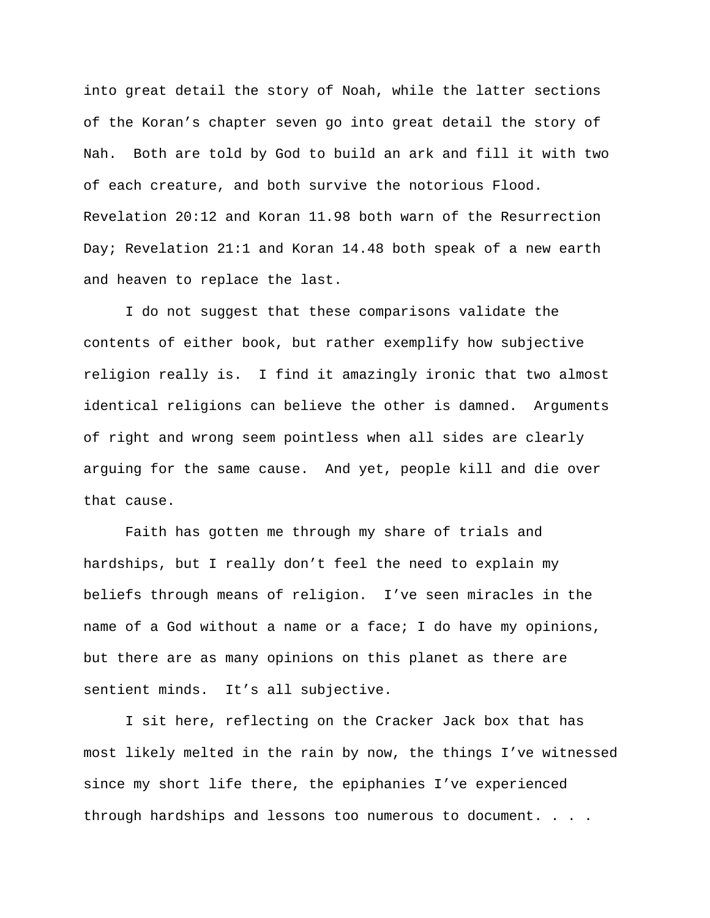into great detail the story of Noah, while the latter sections of the Koran's chapter seven go into great detail the story of Nah. Both are told by God to build an ark and fill it with two of each creature, and both survive the notorious Flood. Revelation 20:12 and Koran 11.98 both warn of the Resurrection Day; Revelation 21:1 and Koran 14.48 both speak of a new earth and heaven to replace the last.

I do not suggest that these comparisons validate the contents of either book, but rather exemplify how subjective religion really is. I find it amazingly ironic that two almost identical religions can believe the other is damned. Arguments of right and wrong seem pointless when all sides are clearly arguing for the same cause. And yet, people kill and die over that cause.

Faith has gotten me through my share of trials and hardships, but I really don't feel the need to explain my beliefs through means of religion. I've seen miracles in the name of a God without a name or a face; I do have my opinions, but there are as many opinions on this planet as there are sentient minds. It's all subjective.

I sit here, reflecting on the Cracker Jack box that has most likely melted in the rain by now, the things I've witnessed since my short life there, the epiphanies I've experienced through hardships and lessons too numerous to document. . . .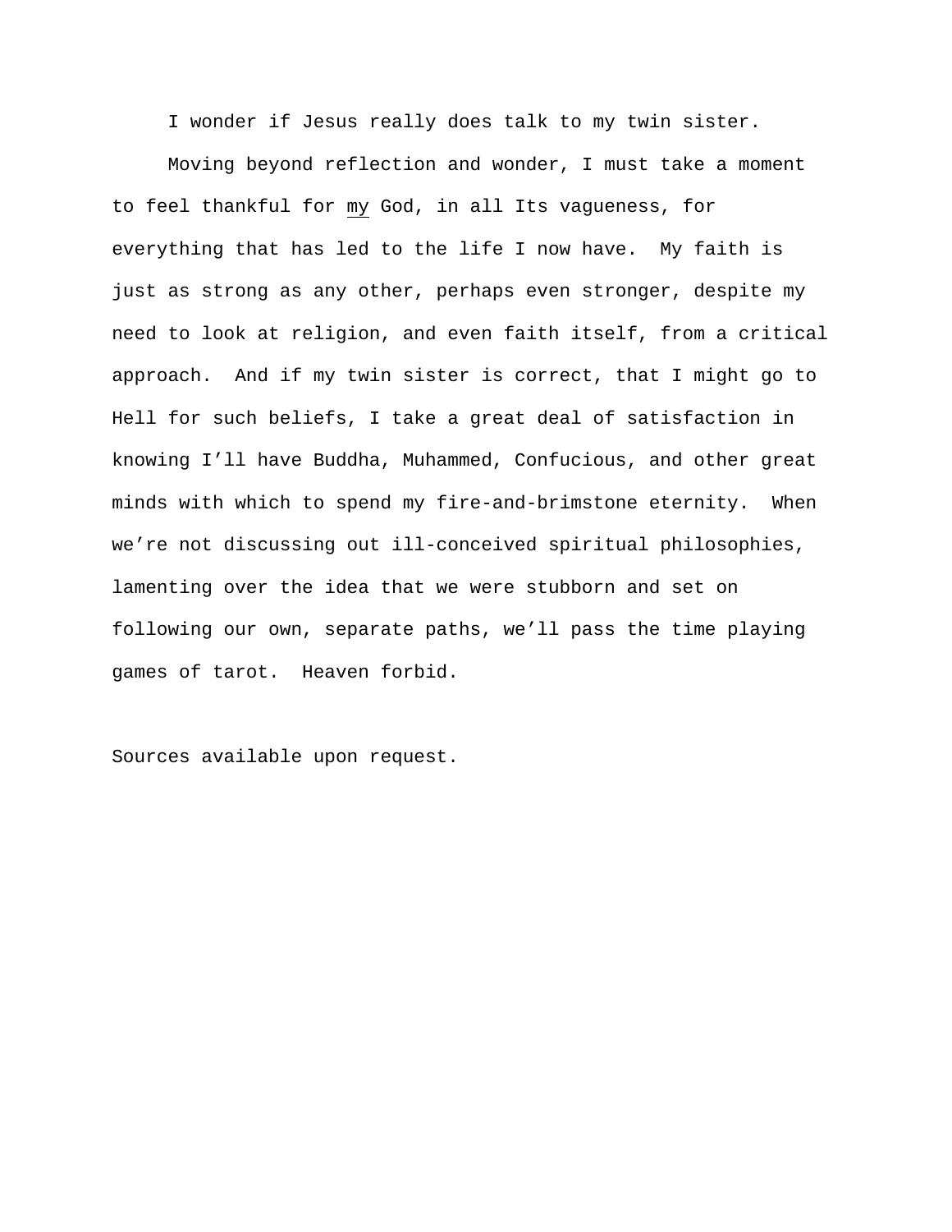I wonder if Jesus really does talk to my twin sister.

Moving beyond reflection and wonder, I must take a moment to feel thankful for <u>my</u> God, in all Its vagueness, for everything that has led to the life I now have.  My faith is just as strong as any other, perhaps even stronger, despite my need to look at religion, and even faith itself, from a critical approach.  And if my twin sister is correct, that I might go to Hell for such beliefs, I take a great deal of satisfaction in knowing I'll have Buddha, Muhammed, Confucious, and other great minds with which to spend my fire-and-brimstone eternity.  When we're not discussing out ill-conceived spiritual philosophies, lamenting over the idea that we were stubborn and set on following our own, separate paths, we'll pass the time playing games of tarot.  Heaven forbid.

Sources available upon request.